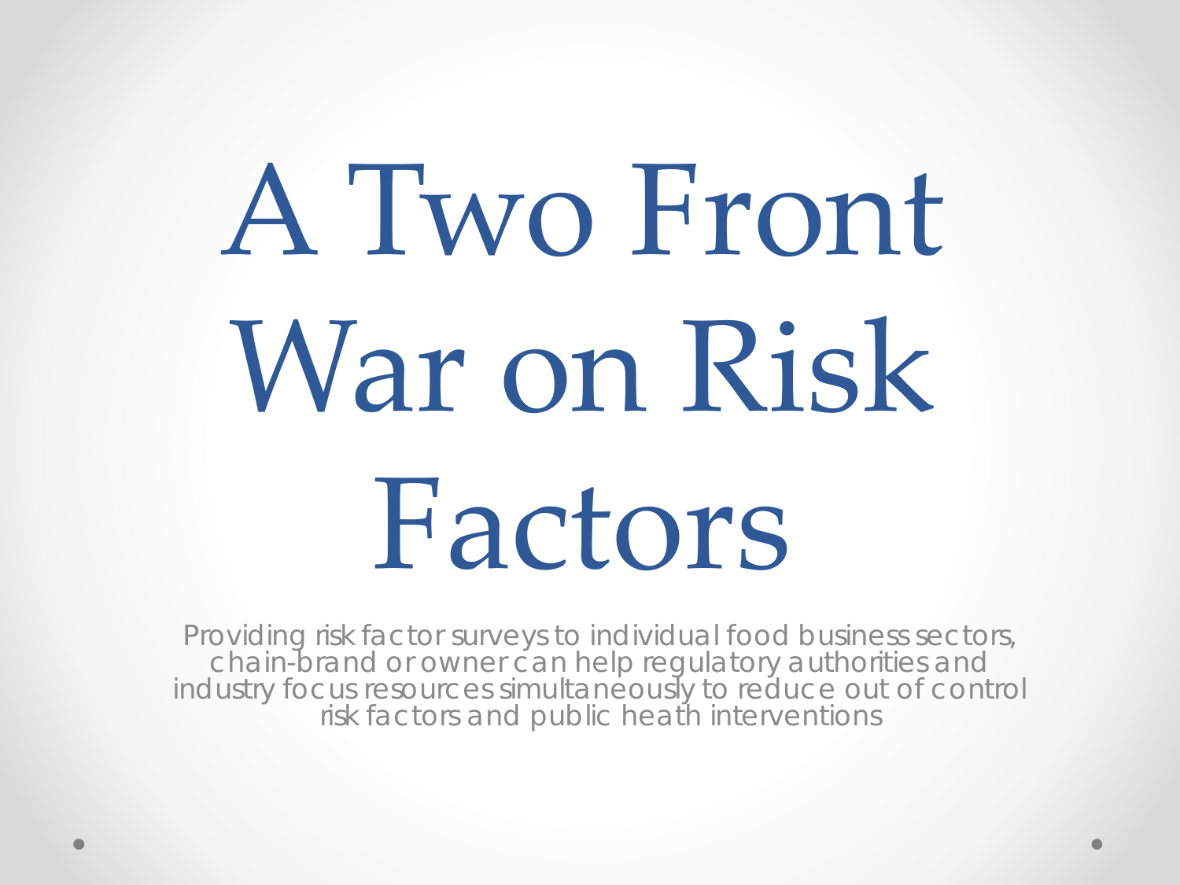# A Two Front War on Risk Factors

Providing risk factor surveys to individual food business sectors, chain-brand or owner can help regulatory authorities and industry focus resources simultaneously to reduce out of control risk factors and public heath interventions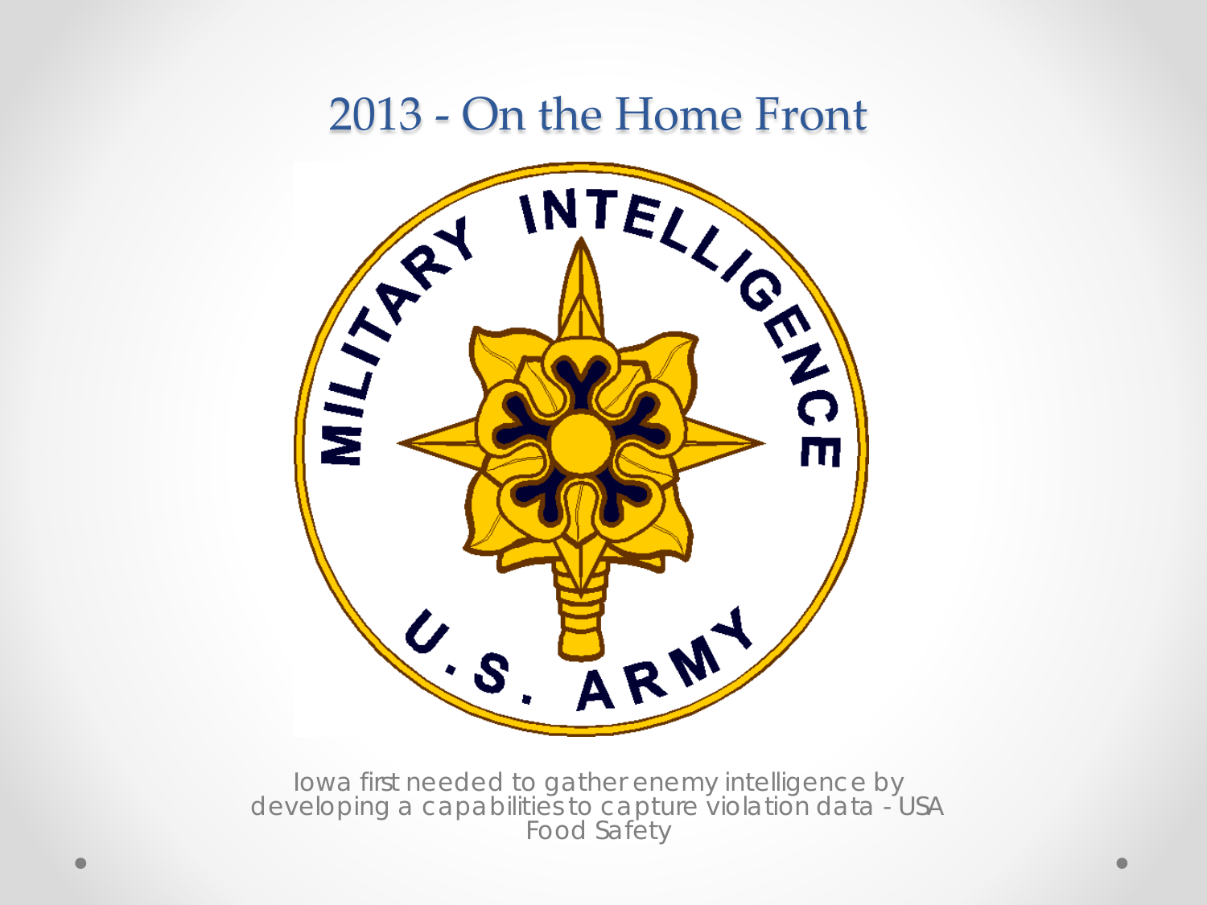# 2013 - On the Home Front

Iowa first needed to gather enemy intelligence by developing a capabilities to capture violation data - USA Food Safety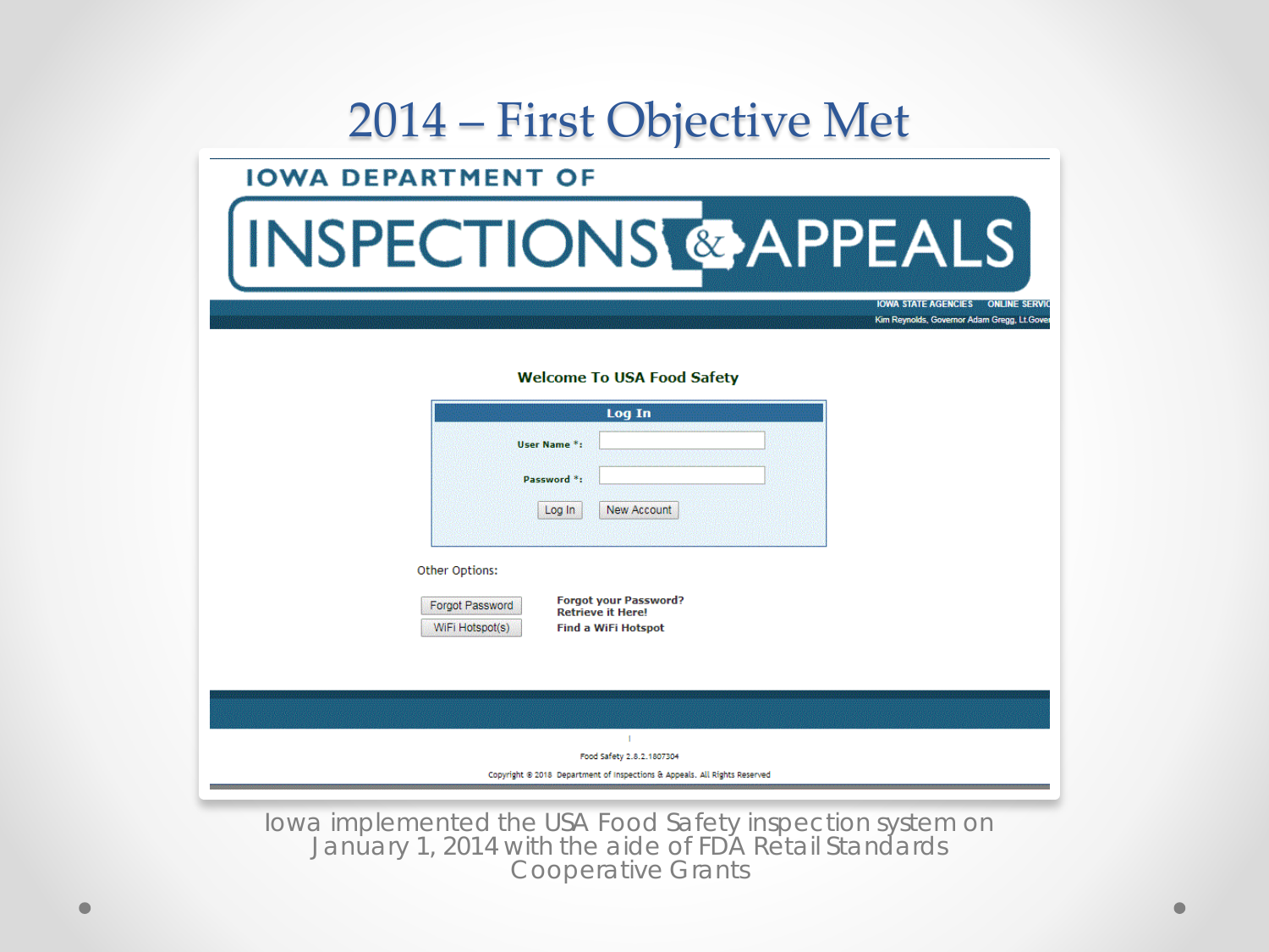# 2014 – First Objective Met

IOWA DEPARTMENT OF INSPECTIONS & APPEALS

IOWA STATE AGENCIES ONLINE SERVIC

Kim Reynolds, Governor Adam Gregg, Lt.Gover

**Welcome To USA Food Safety**

**Log In**

**User Name \*:**

**Password \*:**

Log In | New Account

Other Options:

Forgot Password — **Forgot your Password? Retrieve it Here!**

WiFi Hotspot(s) — **Find a WiFi Hotspot**

Food Safety 2.8.2.1807304

Copyright © 2018 Department of Inspections & Appeals. All Rights Reserved

Iowa implemented the USA Food Safety inspection system on January 1, 2014 with the aide of FDA Retail Standards Cooperative Grants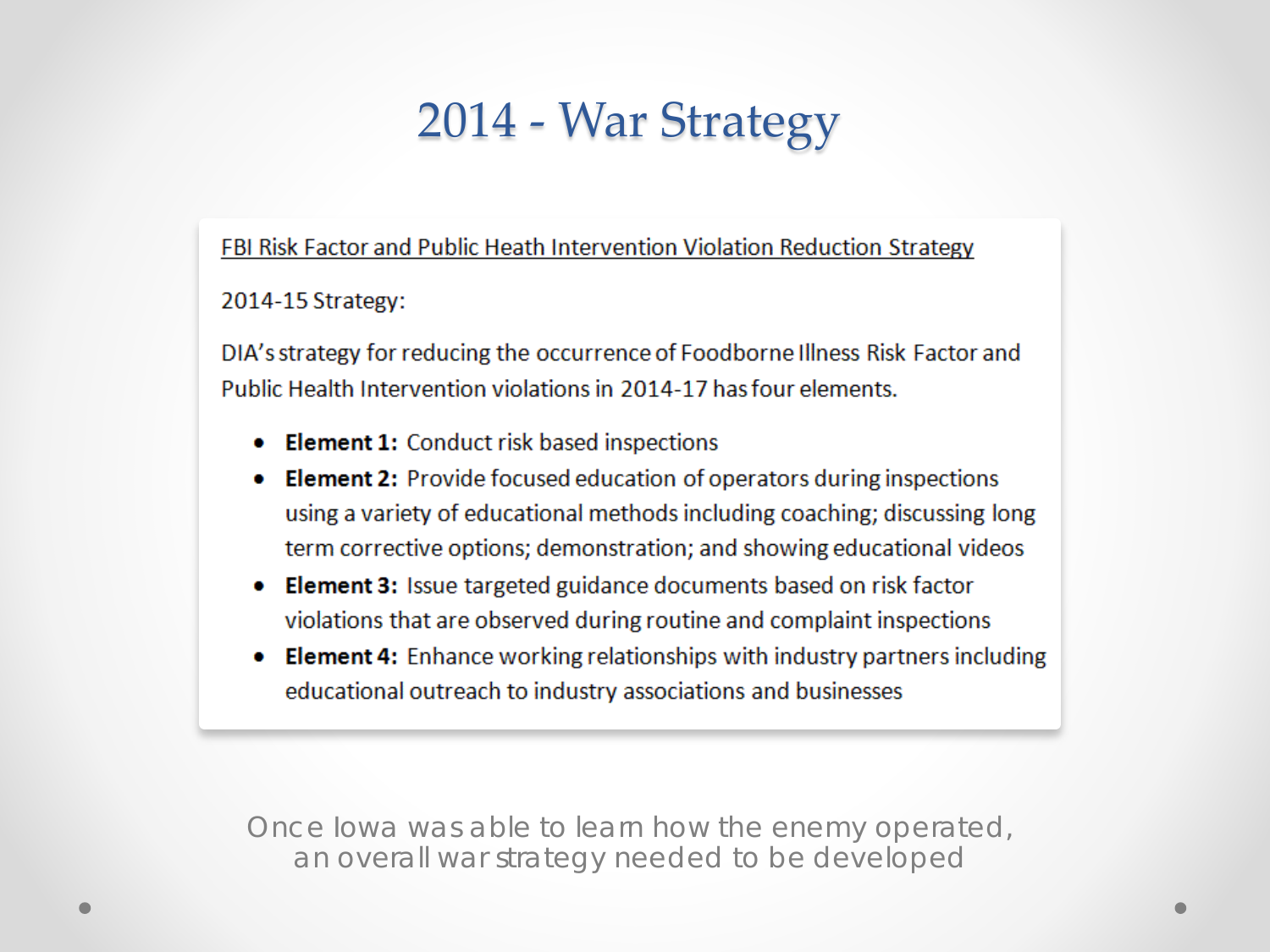# 2014 - War Strategy

<u>FBI Risk Factor and Public Heath Intervention Violation Reduction Strategy</u>

2014-15 Strategy:

DIA's strategy for reducing the occurrence of Foodborne Illness Risk Factor and Public Health Intervention violations in 2014-17 has four elements.

- **Element 1:** Conduct risk based inspections
- **Element 2:** Provide focused education of operators during inspections using a variety of educational methods including coaching; discussing long term corrective options; demonstration; and showing educational videos
- **Element 3:** Issue targeted guidance documents based on risk factor violations that are observed during routine and complaint inspections
- **Element 4:** Enhance working relationships with industry partners including educational outreach to industry associations and businesses

Once Iowa was able to learn how the enemy operated, an overall war strategy needed to be developed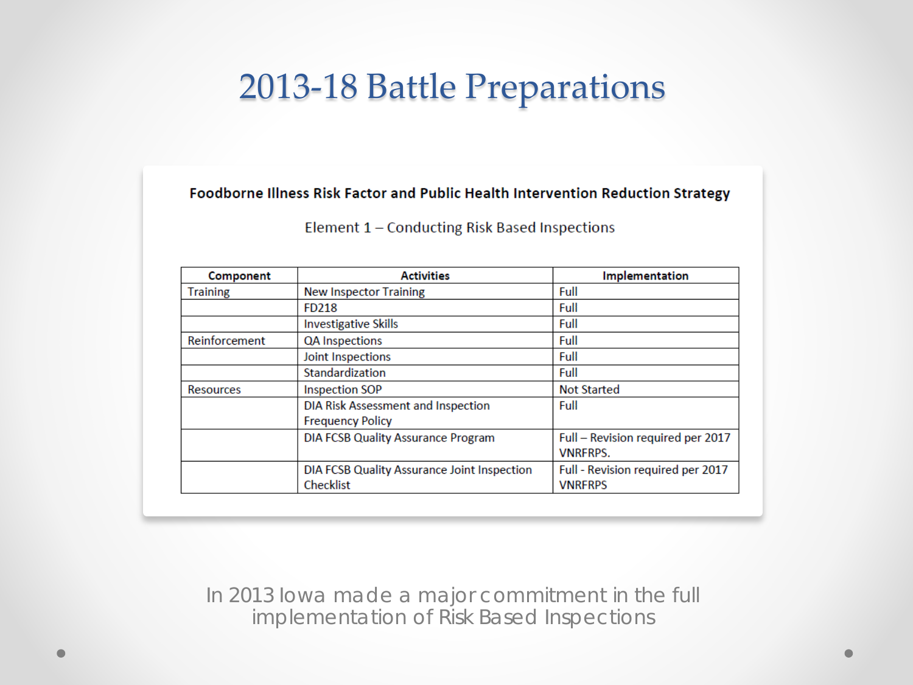# 2013-18 Battle Preparations

**Foodborne Illness Risk Factor and Public Health Intervention Reduction Strategy**

Element 1 – Conducting Risk Based Inspections

| Component | Activities | Implementation |
|---|---|---|
| Training | New Inspector Training | Full |
| | FD218 | Full |
| | Investigative Skills | Full |
| Reinforcement | QA Inspections | Full |
| | Joint Inspections | Full |
| | Standardization | Full |
| Resources | Inspection SOP | Not Started |
| | DIA Risk Assessment and Inspection Frequency Policy | Full |
| | DIA FCSB Quality Assurance Program | Full – Revision required per 2017 VNRFRPS. |
| | DIA FCSB Quality Assurance Joint Inspection Checklist | Full - Revision required per 2017 VNRFRPS |

In 2013 Iowa made a major commitment in the full implementation of Risk Based Inspections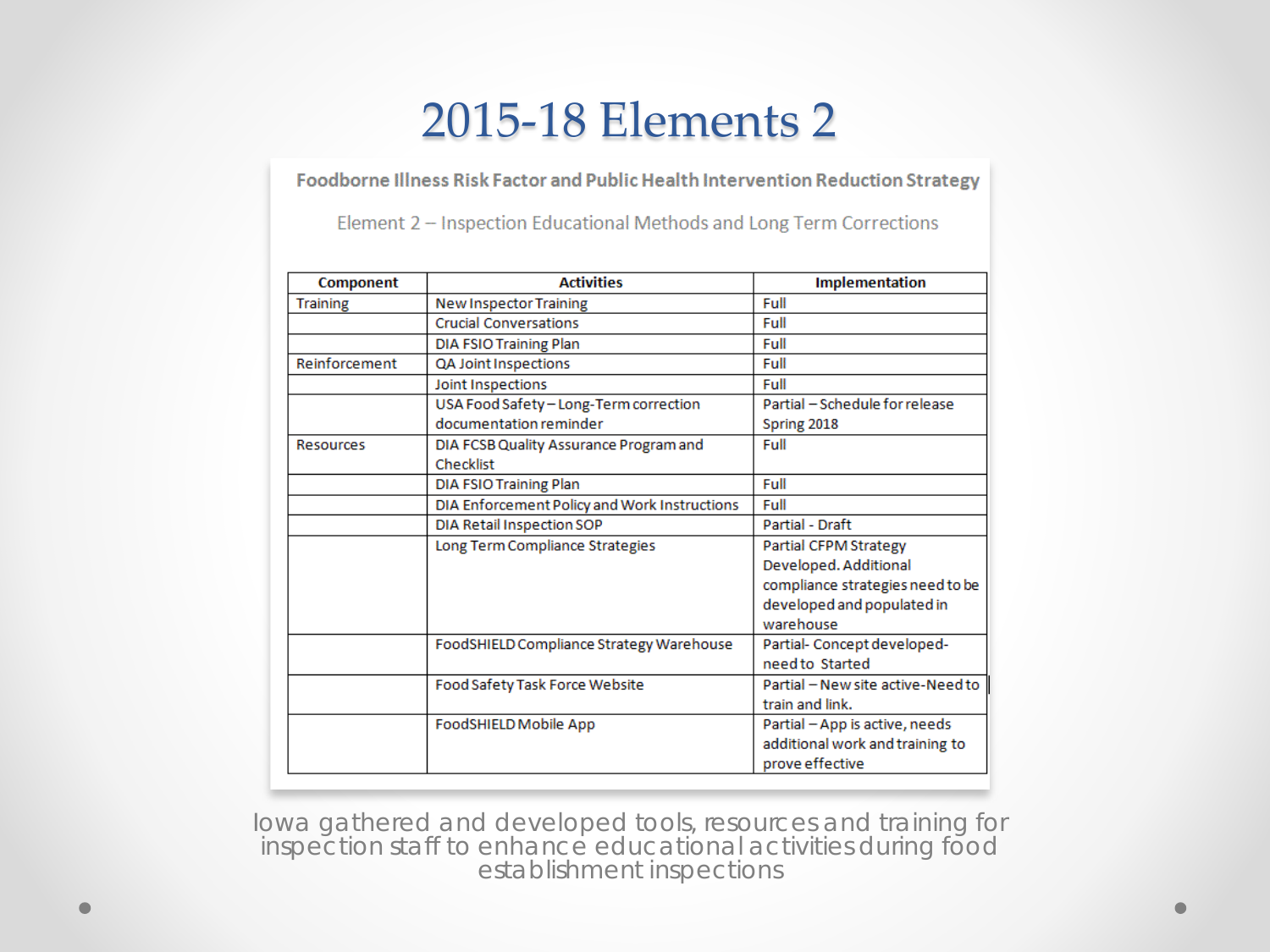# 2015-18 Elements 2

**Foodborne Illness Risk Factor and Public Health Intervention Reduction Strategy**

Element 2 – Inspection Educational Methods and Long Term Corrections

| Component | Activities | Implementation |
|---|---|---|
| Training | New Inspector Training | Full |
| | Crucial Conversations | Full |
| | DIA FSIO Training Plan | Full |
| Reinforcement | QA Joint Inspections | Full |
| | Joint Inspections | Full |
| | USA Food Safety – Long-Term correction documentation reminder | Partial – Schedule for release Spring 2018 |
| Resources | DIA FCSB Quality Assurance Program and Checklist | Full |
| | DIA FSIO Training Plan | Full |
| | DIA Enforcement Policy and Work Instructions | Full |
| | DIA Retail Inspection SOP | Partial - Draft |
| | Long Term Compliance Strategies | Partial CFPM Strategy Developed. Additional compliance strategies need to be developed and populated in warehouse |
| | FoodSHIELD Compliance Strategy Warehouse | Partial- Concept developed- need to Started |
| | Food Safety Task Force Website | Partial – New site active-Need to train and link. |
| | FoodSHIELD Mobile App | Partial – App is active, needs additional work and training to prove effective |

Iowa gathered and developed tools, resources and training for inspection staff to enhance educational activities during food establishment inspections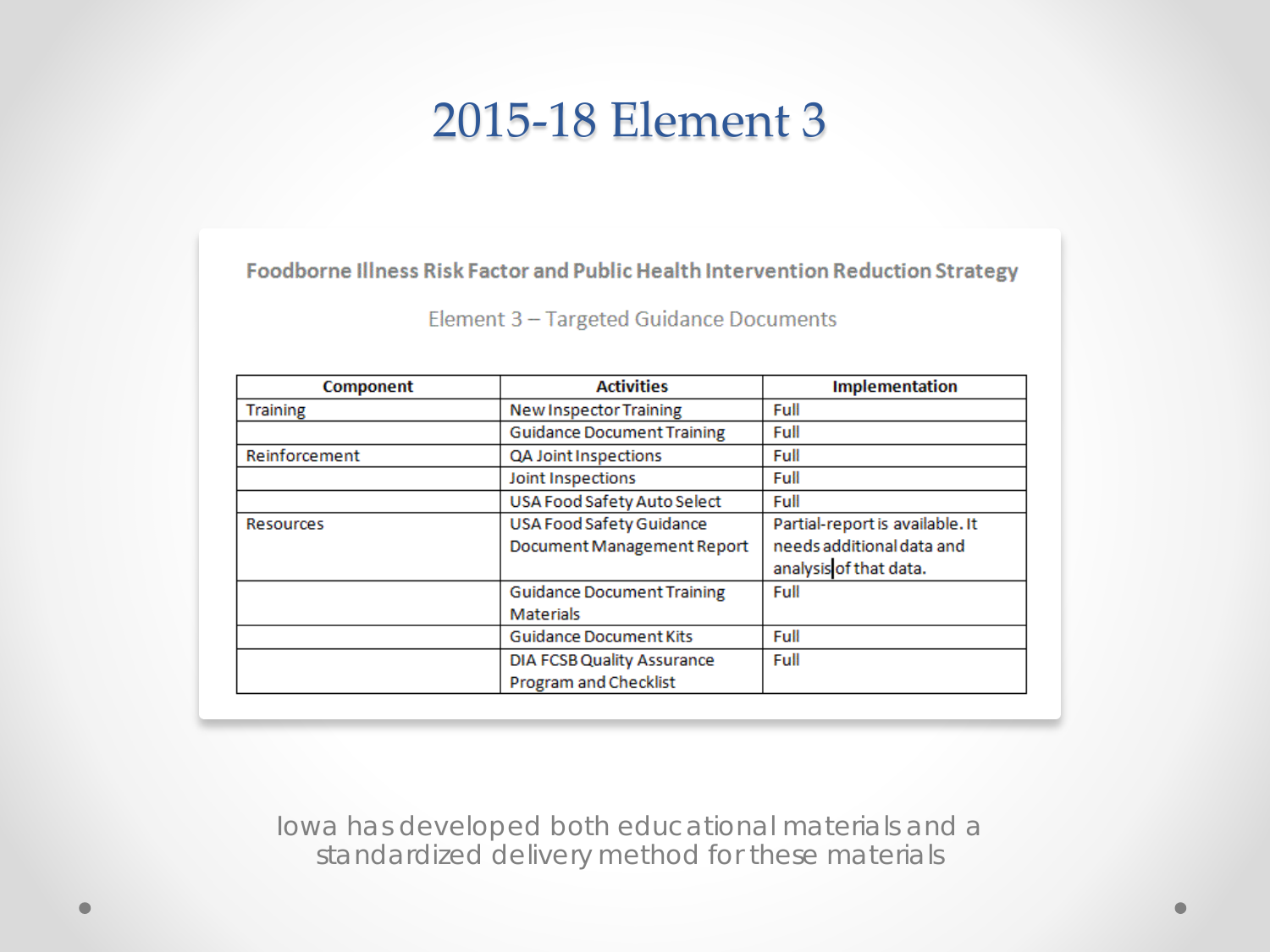# 2015-18 Element 3

**Foodborne Illness Risk Factor and Public Health Intervention Reduction Strategy**

Element 3 – Targeted Guidance Documents

| Component | Activities | Implementation |
|---|---|---|
| Training | New Inspector Training | Full |
| | Guidance Document Training | Full |
| Reinforcement | QA Joint Inspections | Full |
| | Joint Inspections | Full |
| | USA Food Safety Auto Select | Full |
| Resources | USA Food Safety Guidance Document Management Report | Partial-report is available. It needs additional data and analysis of that data. |
| | Guidance Document Training Materials | Full |
| | Guidance Document Kits | Full |
| | DIA FCSB Quality Assurance Program and Checklist | Full |

Iowa has developed both educational materials and a standardized delivery method for these materials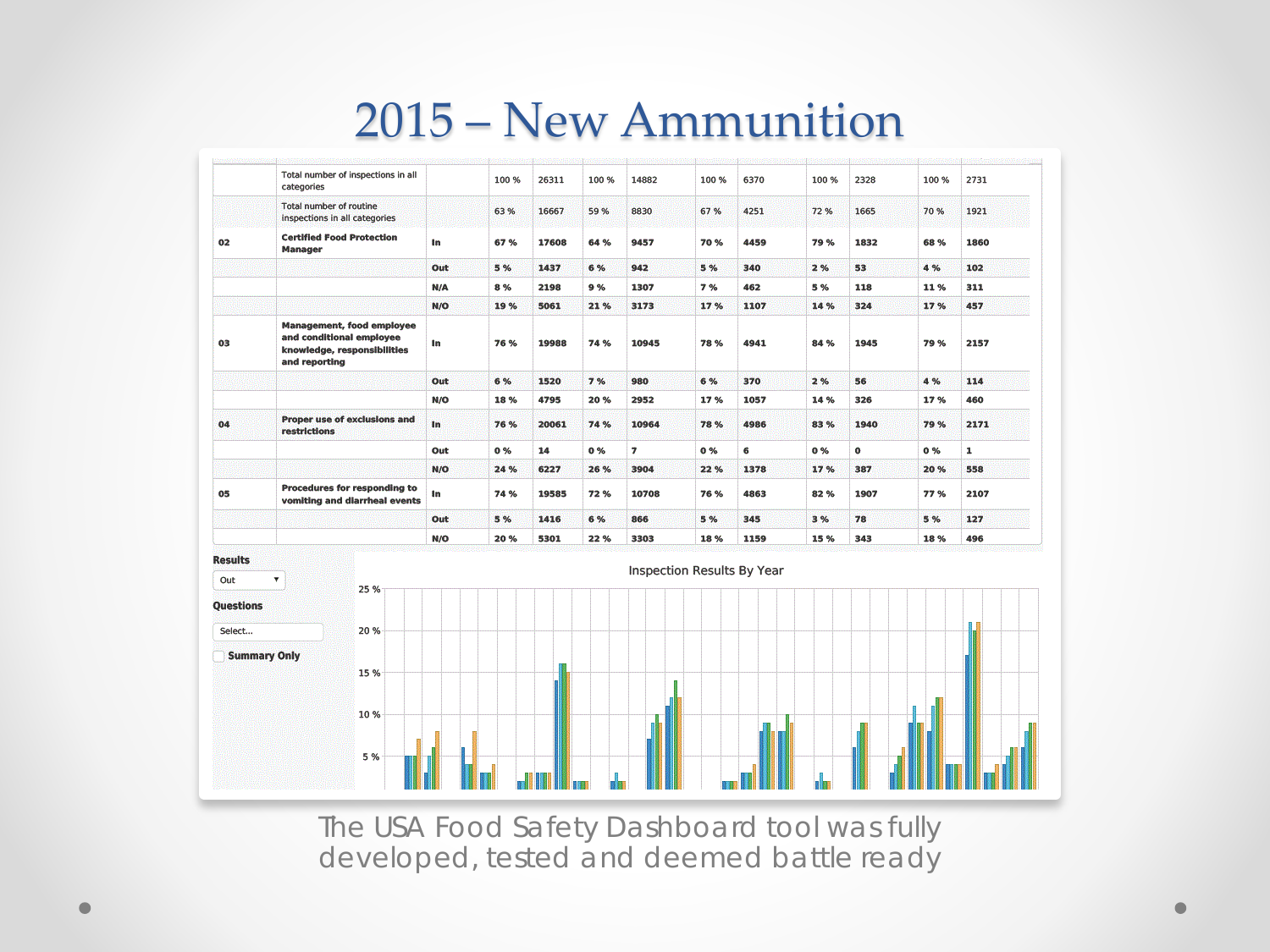# 2015 – New Ammunition

| | | | | | | | | | | | | |
|---|---|---|---|---|---|---|---|---|---|---|---|---|
| | Total number of inspections in all categories | | 100 % | 26311 | 100 % | 14882 | 100 % | 6370 | 100 % | 2328 | 100 % | 2731 |
| | Total number of routine inspections in all categories | | 63 % | 16667 | 59 % | 8830 | 67 % | 4251 | 72 % | 1665 | 70 % | 1921 |
| **02** | **Certified Food Protection Manager** | **In** | **67 %** | **17608** | **64 %** | **9457** | **70 %** | **4459** | **79 %** | **1832** | **68 %** | **1860** |
| | | **Out** | **5 %** | **1437** | **6 %** | **942** | **5 %** | **340** | **2 %** | **53** | **4 %** | **102** |
| | | **N/A** | **8 %** | **2198** | **9 %** | **1307** | **7 %** | **462** | **5 %** | **118** | **11 %** | **311** |
| | | **N/O** | **19 %** | **5061** | **21 %** | **3173** | **17 %** | **1107** | **14 %** | **324** | **17 %** | **457** |
| **03** | **Management, food employee and conditional employee knowledge, responsibilities and reporting** | **In** | **76 %** | **19988** | **74 %** | **10945** | **78 %** | **4941** | **84 %** | **1945** | **79 %** | **2157** |
| | | **Out** | **6 %** | **1520** | **7 %** | **980** | **6 %** | **370** | **2 %** | **56** | **4 %** | **114** |
| | | **N/O** | **18 %** | **4795** | **20 %** | **2952** | **17 %** | **1057** | **14 %** | **326** | **17 %** | **460** |
| **04** | **Proper use of exclusions and restrictions** | **In** | **76 %** | **20061** | **74 %** | **10964** | **78 %** | **4986** | **83 %** | **1940** | **79 %** | **2171** |
| | | **Out** | **0 %** | **14** | **0 %** | **7** | **0 %** | **6** | **0 %** | **0** | **0 %** | **1** |
| | | **N/O** | **24 %** | **6227** | **26 %** | **3904** | **22 %** | **1378** | **17 %** | **387** | **20 %** | **558** |
| **05** | **Procedures for responding to vomiting and diarrheal events** | **In** | **74 %** | **19585** | **72 %** | **10708** | **76 %** | **4863** | **82 %** | **1907** | **77 %** | **2107** |
| | | **Out** | **5 %** | **1416** | **6 %** | **866** | **5 %** | **345** | **3 %** | **78** | **5 %** | **127** |
| | | **N/O** | **20 %** | **5301** | **22 %** | **3303** | **18 %** | **1159** | **15 %** | **343** | **18 %** | **496** |

**Results**: Out

**Questions**: Select...

**Summary Only**

Inspection Results By Year

The USA Food Safety Dashboard tool was fully developed, tested and deemed battle ready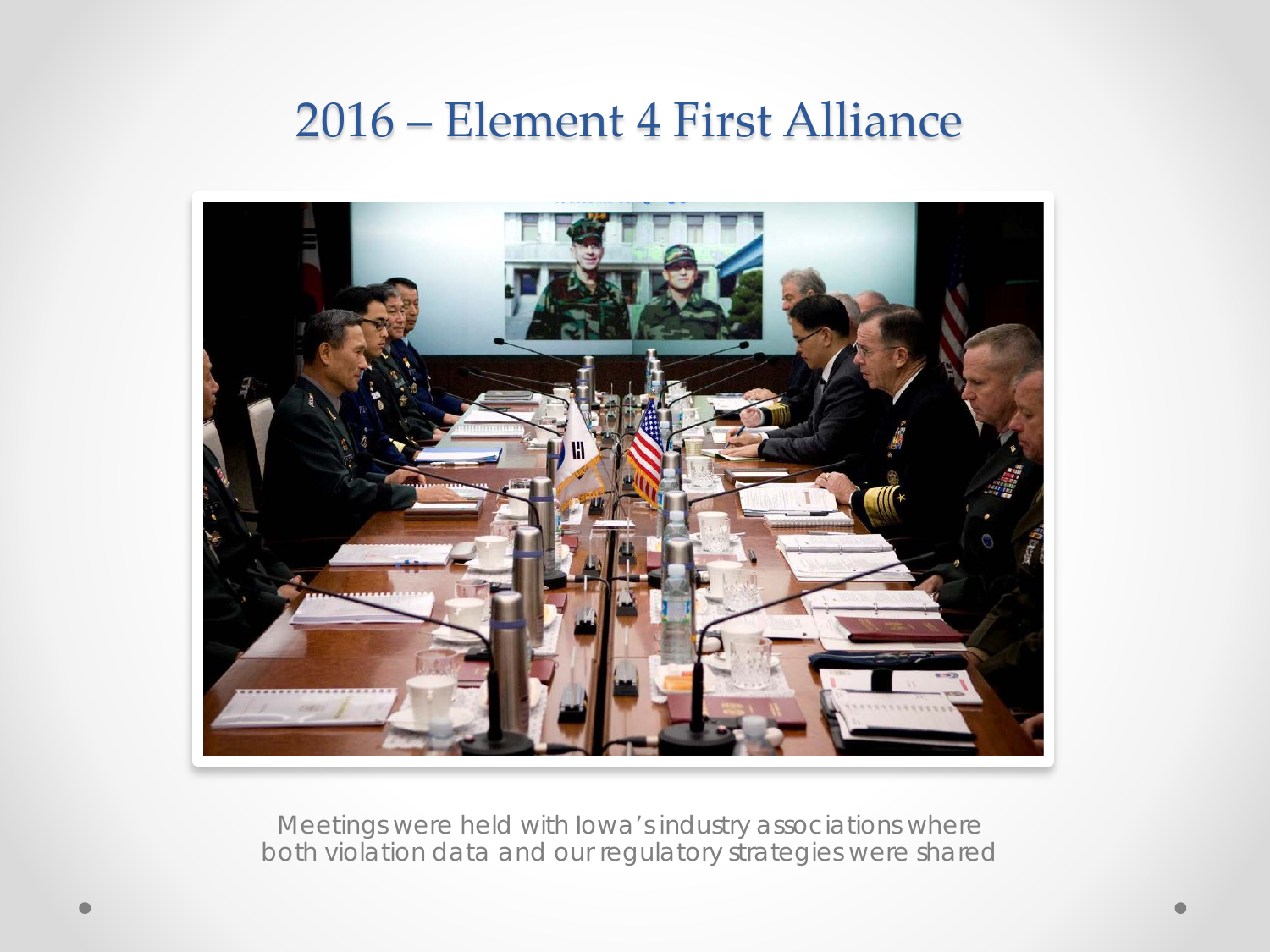# 2016 – Element 4 First Alliance

Meetings were held with Iowa's industry associations where both violation data and our regulatory strategies were shared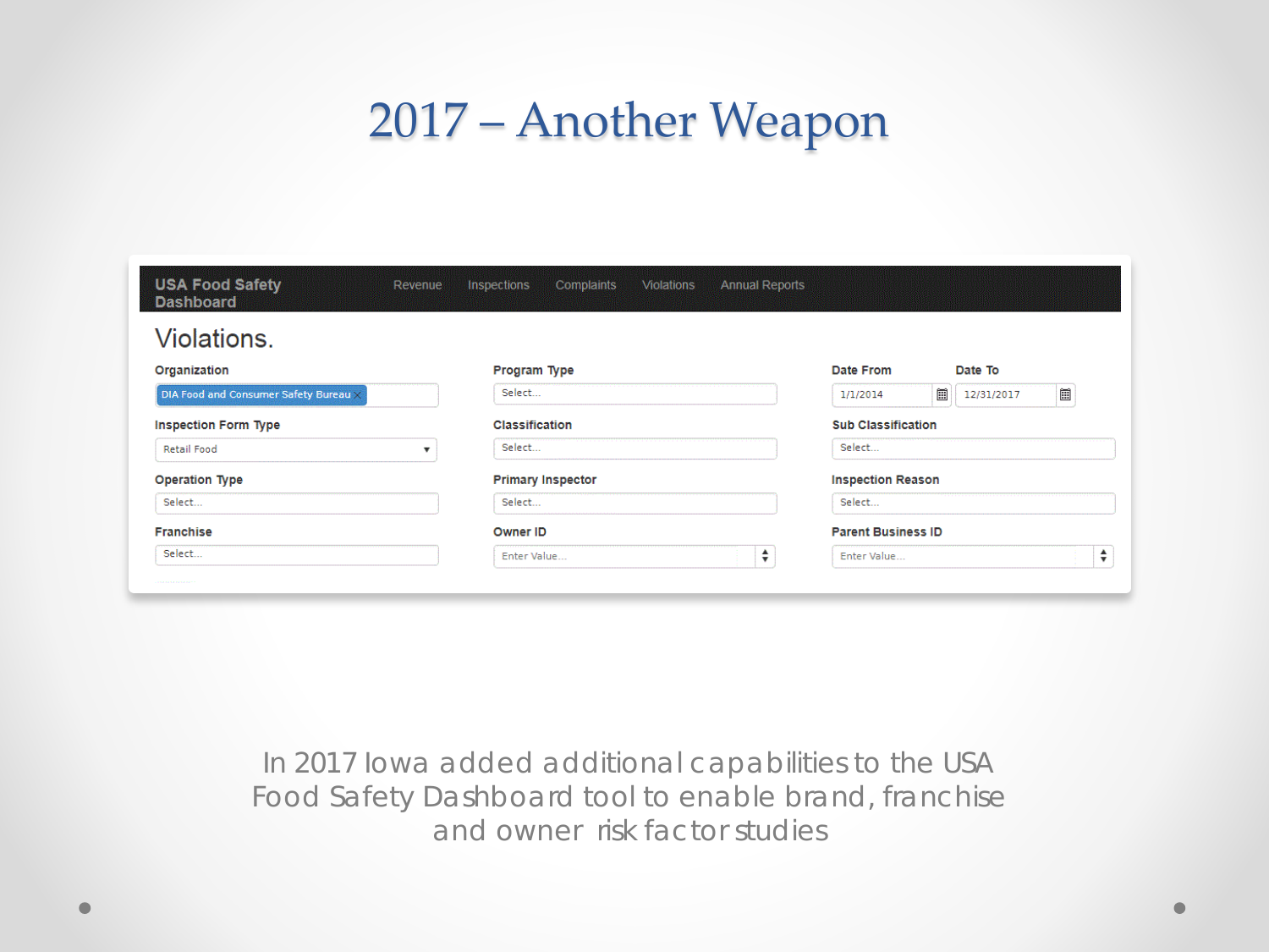# 2017 – Another Weapon

**USA Food Safety Dashboard** — Revenue | Inspections | Complaints | Violations | Annual Reports

## Violations.

| Field | Value |
|---|---|
| Organization | DIA Food and Consumer Safety Bureau |
| Program Type | Select... |
| Date From | 1/1/2014 |
| Date To | 12/31/2017 |
| Inspection Form Type | Retail Food |
| Classification | Select... |
| Sub Classification | Select... |
| Operation Type | Select... |
| Primary Inspector | Select... |
| Inspection Reason | Select... |
| Franchise | Select... |
| Owner ID | Enter Value... |
| Parent Business ID | Enter Value... |

In 2017 Iowa added additional capabilities to the USA Food Safety Dashboard tool to enable brand, franchise and owner risk factor studies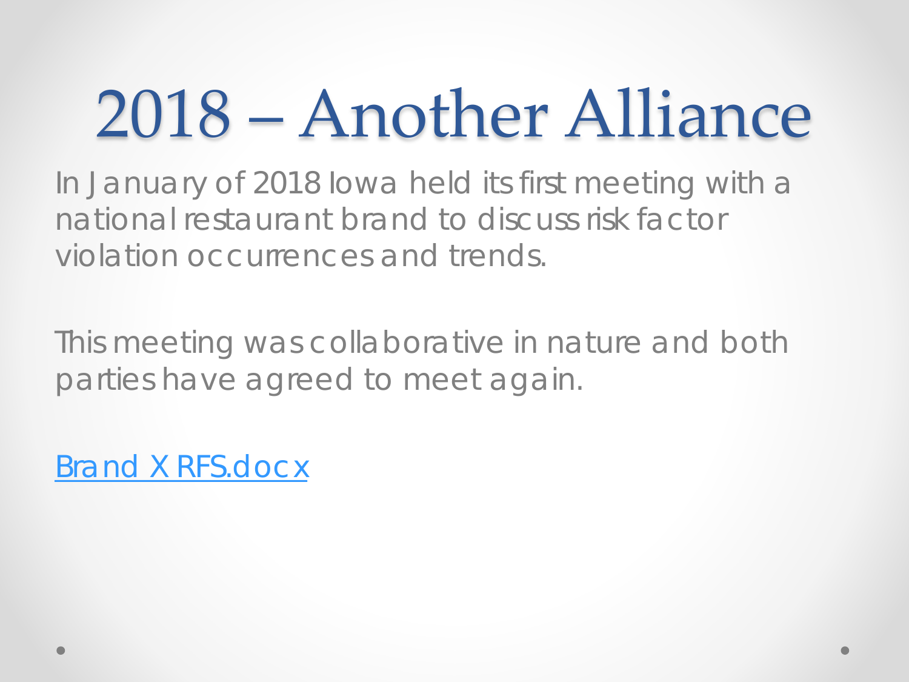# 2018 – Another Alliance

In January of 2018 Iowa held its first meeting with a national restaurant brand to discuss risk factor violation occurrences and trends.

This meeting was collaborative in nature and both parties have agreed to meet again.

Brand X RFS.docx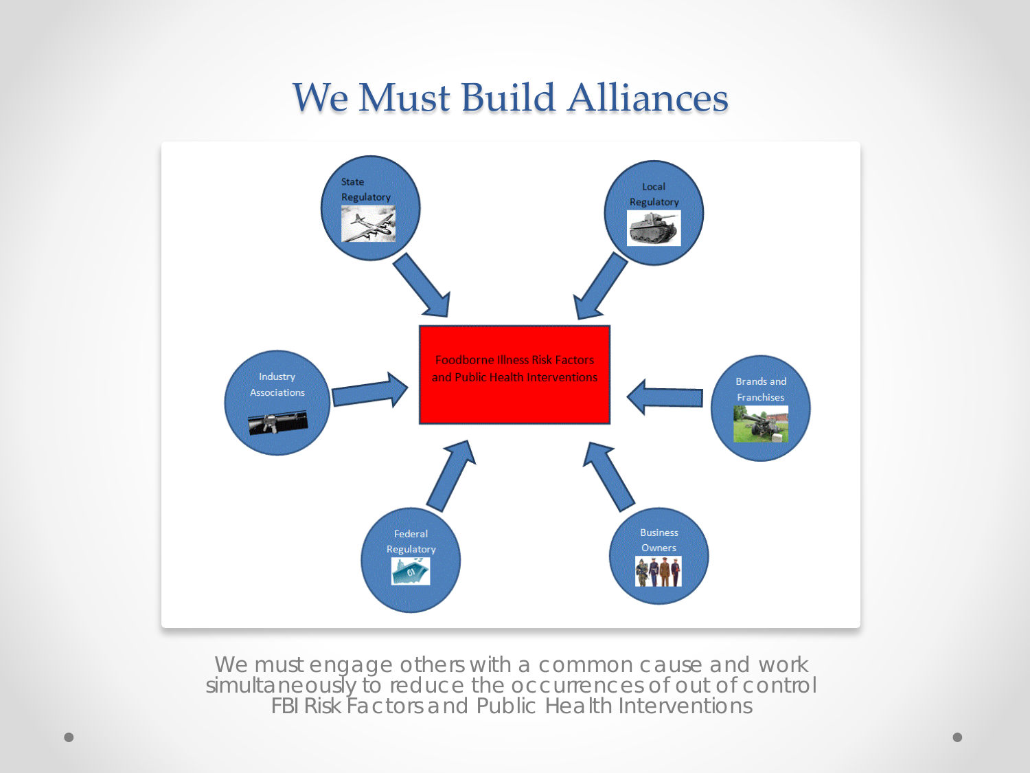# We Must Build Alliances

State Regulatory

Local Regulatory

Industry Associations

Foodborne Illness Risk Factors and Public Health Interventions

Brands and Franchises

Federal Regulatory

Business Owners

We must engage others with a common cause and work simultaneously to reduce the occurrences of out of control FBI Risk Factors and Public Health Interventions